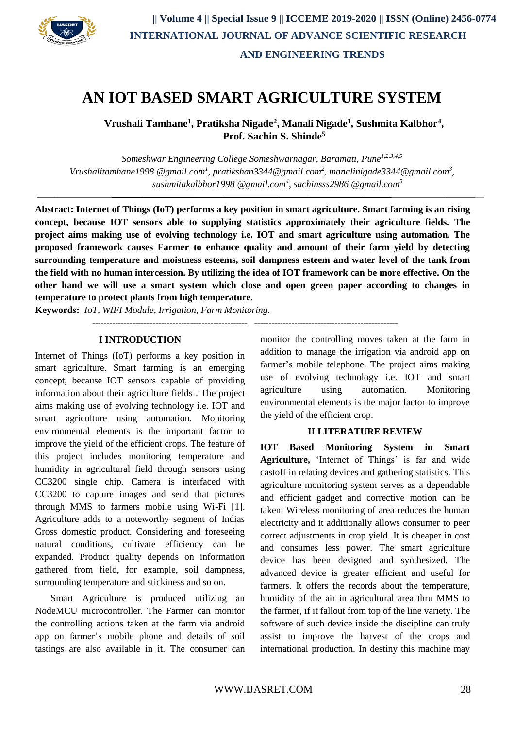# AN IOT BASED SMART AGRICULTURE SYSTEM

**Vrushali Tamhane[1], Pratiksha Nigade[2], Manali Nigade[3], Sushmita Kalbhor[4], Prof. Sachin S. Shinde[5]**

*Someshwar Engineering College Someshwarnagar, Baramati, Pune[1,2,3,4,5]*
*Vrushalitamhane1998 @gmail.com[1], pratikshan3344@gmail.com[2], manalinigade3344@gmail.com[3], sushmitakalbhor1998 @gmail.com[4], sachinsss2986 @gmail.com[5]*

---

**Abstract: Internet of Things (IoT) performs a key position in smart agriculture. Smart farming is an rising concept, because IOT sensors able to supplying statistics approximately their agriculture fields. The project aims making use of evolving technology i.e. IOT and smart agriculture using automation. The proposed framework causes Farmer to enhance quality and amount of their farm yield by detecting surrounding temperature and moistness esteems, soil dampness esteem and water level of the tank from the field with no human intercession. By utilizing the idea of IOT framework can be more effective. On the other hand we will use a smart system which close and open green paper according to changes in temperature to protect plants from high temperature**.

**Keywords:** *IoT, WIFI Module, Irrigation, Farm Monitoring.*

## I INTRODUCTION

Internet of Things (IoT) performs a key position in smart agriculture. Smart farming is an emerging concept, because IOT sensors capable of providing information about their agriculture fields . The project aims making use of evolving technology i.e. IOT and smart agriculture using automation. Monitoring environmental elements is the important factor to improve the yield of the efficient crops. The feature of this project includes monitoring temperature and humidity in agricultural field through sensors using CC3200 single chip. Camera is interfaced with CC3200 to capture images and send that pictures through MMS to farmers mobile using Wi-Fi [1]. Agriculture adds to a noteworthy segment of Indias Gross domestic product. Considering and foreseeing natural conditions, cultivate efficiency can be expanded. Product quality depends on information gathered from field, for example, soil dampness, surrounding temperature and stickiness and so on.

Smart Agriculture is produced utilizing an NodeMCU microcontroller. The Farmer can monitor the controlling actions taken at the farm via android app on farmer's mobile phone and details of soil tastings are also available in it. The consumer can monitor the controlling moves taken at the farm in addition to manage the irrigation via android app on farmer's mobile telephone. The project aims making use of evolving technology i.e. IOT and smart agriculture using automation. Monitoring environmental elements is the major factor to improve the yield of the efficient crop.

## II LITERATURE REVIEW

**IOT Based Monitoring System in Smart Agriculture,** 'Internet of Things' is far and wide castoff in relating devices and gathering statistics. This agriculture monitoring system serves as a dependable and efficient gadget and corrective motion can be taken. Wireless monitoring of area reduces the human electricity and it additionally allows consumer to peer correct adjustments in crop yield. It is cheaper in cost and consumes less power. The smart agriculture device has been designed and synthesized. The advanced device is greater efficient and useful for farmers. It offers the records about the temperature, humidity of the air in agricultural area thru MMS to the farmer, if it fallout from top of the line variety. The software of such device inside the discipline can truly assist to improve the harvest of the crops and international production. In destiny this machine may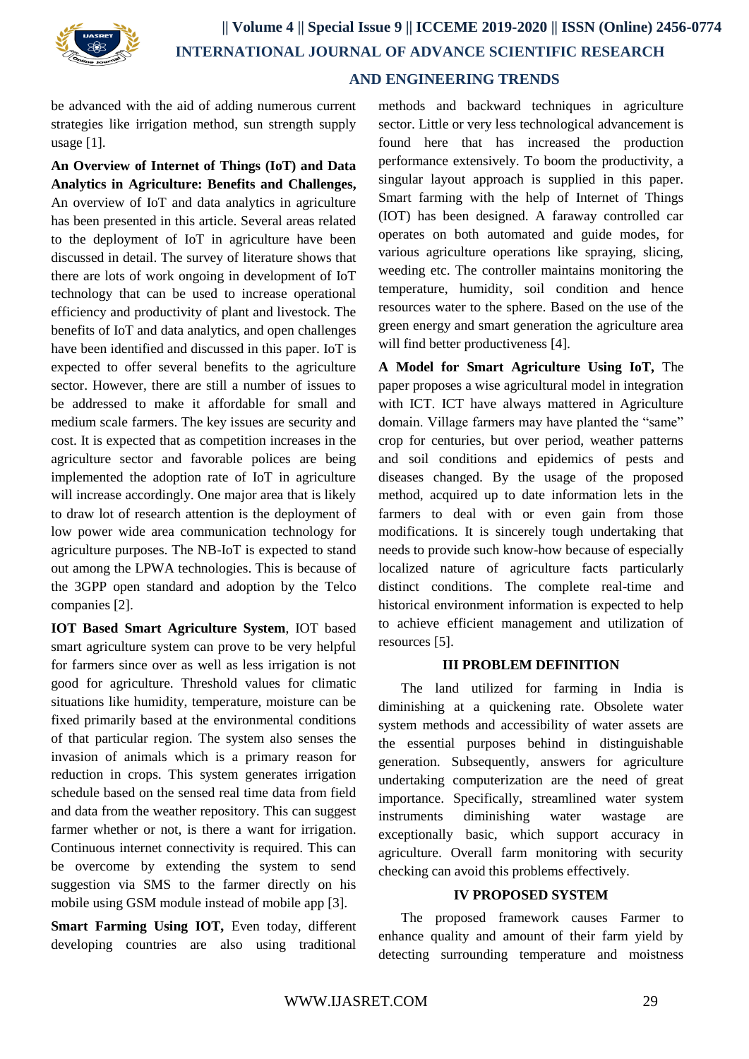be advanced with the aid of adding numerous current strategies like irrigation method, sun strength supply usage [1].

**An Overview of Internet of Things (IoT) and Data Analytics in Agriculture: Benefits and Challenges,** An overview of IoT and data analytics in agriculture has been presented in this article. Several areas related to the deployment of IoT in agriculture have been discussed in detail. The survey of literature shows that there are lots of work ongoing in development of IoT technology that can be used to increase operational efficiency and productivity of plant and livestock. The benefits of IoT and data analytics, and open challenges have been identified and discussed in this paper. IoT is expected to offer several benefits to the agriculture sector. However, there are still a number of issues to be addressed to make it affordable for small and medium scale farmers. The key issues are security and cost. It is expected that as competition increases in the agriculture sector and favorable polices are being implemented the adoption rate of IoT in agriculture will increase accordingly. One major area that is likely to draw lot of research attention is the deployment of low power wide area communication technology for agriculture purposes. The NB-IoT is expected to stand out among the LPWA technologies. This is because of the 3GPP open standard and adoption by the Telco companies [2].

**IOT Based Smart Agriculture System**, IOT based smart agriculture system can prove to be very helpful for farmers since over as well as less irrigation is not good for agriculture. Threshold values for climatic situations like humidity, temperature, moisture can be fixed primarily based at the environmental conditions of that particular region. The system also senses the invasion of animals which is a primary reason for reduction in crops. This system generates irrigation schedule based on the sensed real time data from field and data from the weather repository. This can suggest farmer whether or not, is there a want for irrigation. Continuous internet connectivity is required. This can be overcome by extending the system to send suggestion via SMS to the farmer directly on his mobile using GSM module instead of mobile app [3].

**Smart Farming Using IOT,** Even today, different developing countries are also using traditional methods and backward techniques in agriculture sector. Little or very less technological advancement is found here that has increased the production performance extensively. To boom the productivity, a singular layout approach is supplied in this paper. Smart farming with the help of Internet of Things (IOT) has been designed. A faraway controlled car operates on both automated and guide modes, for various agriculture operations like spraying, slicing, weeding etc. The controller maintains monitoring the temperature, humidity, soil condition and hence resources water to the sphere. Based on the use of the green energy and smart generation the agriculture area will find better productiveness [4].

**A Model for Smart Agriculture Using IoT,** The paper proposes a wise agricultural model in integration with ICT. ICT have always mattered in Agriculture domain. Village farmers may have planted the "same" crop for centuries, but over period, weather patterns and soil conditions and epidemics of pests and diseases changed. By the usage of the proposed method, acquired up to date information lets in the farmers to deal with or even gain from those modifications. It is sincerely tough undertaking that needs to provide such know-how because of especially localized nature of agriculture facts particularly distinct conditions. The complete real-time and historical environment information is expected to help to achieve efficient management and utilization of resources [5].

## III PROBLEM DEFINITION

The land utilized for farming in India is diminishing at a quickening rate. Obsolete water system methods and accessibility of water assets are the essential purposes behind in distinguishable generation. Subsequently, answers for agriculture undertaking computerization are the need of great importance. Specifically, streamlined water system instruments diminishing water wastage are exceptionally basic, which support accuracy in agriculture. Overall farm monitoring with security checking can avoid this problems effectively.

## IV PROPOSED SYSTEM

The proposed framework causes Farmer to enhance quality and amount of their farm yield by detecting surrounding temperature and moistness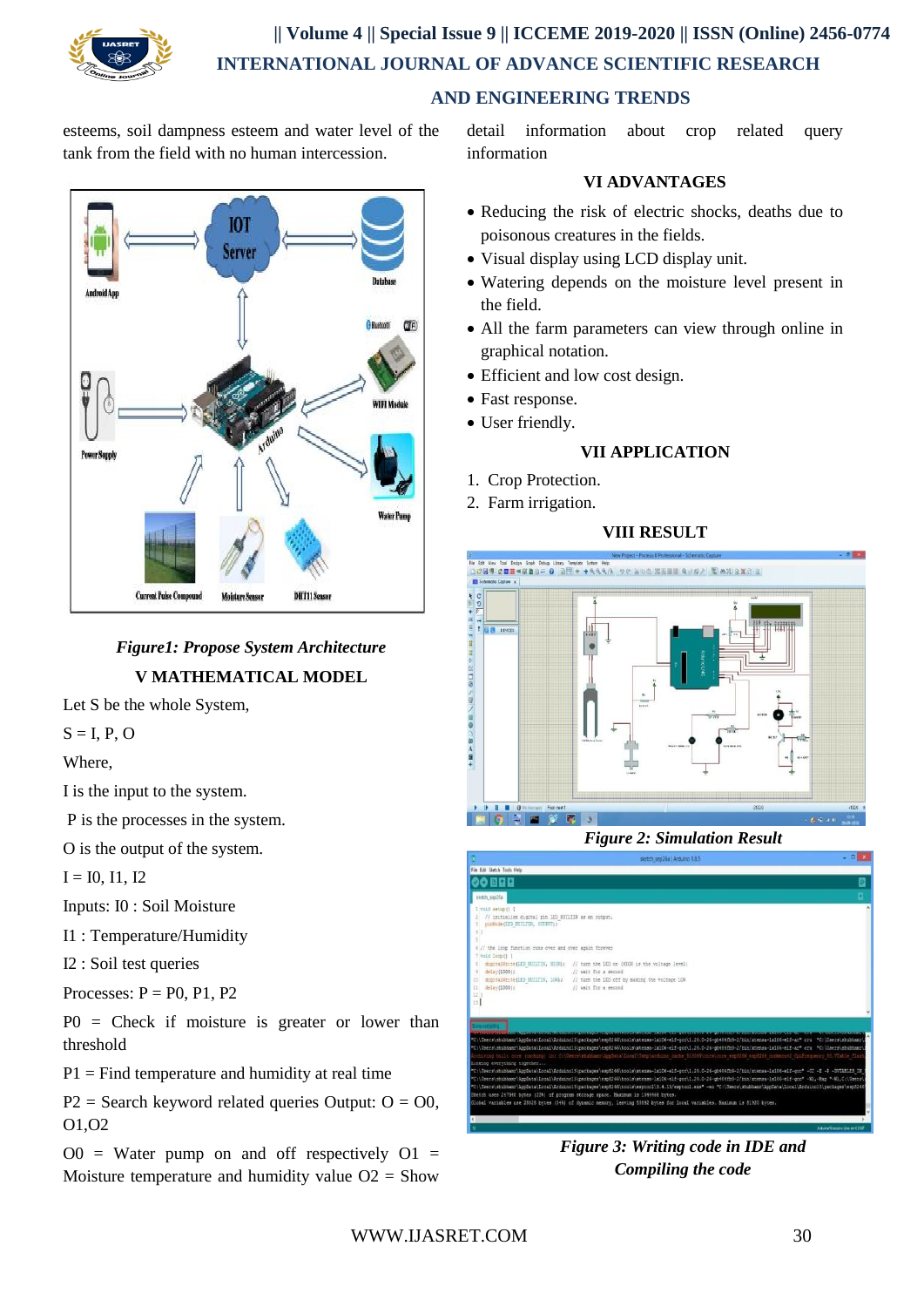esteems, soil dampness esteem and water level of the tank from the field with no human intercession.

*Figure1: Propose System Architecture*

## V MATHEMATICAL MODEL

Let S be the whole System,

S = I, P, O

Where,

I is the input to the system.

P is the processes in the system.

O is the output of the system.

I = I0, I1, I2

Inputs: I0 : Soil Moisture

I1 : Temperature/Humidity

I2 : Soil test queries

Processes: P = P0, P1, P2

P0 = Check if moisture is greater or lower than threshold

P1 = Find temperature and humidity at real time

P2 = Search keyword related queries Output: O = O0, O1,O2

O0 = Water pump on and off respectively O1 = Moisture temperature and humidity value O2 = Show detail information about crop related query information

## VI ADVANTAGES

- Reducing the risk of electric shocks, deaths due to poisonous creatures in the fields.
- Visual display using LCD display unit.
- Watering depends on the moisture level present in the field.
- All the farm parameters can view through online in graphical notation.
- Efficient and low cost design.
- Fast response.
- User friendly.

## VII APPLICATION

1. Crop Protection.
2. Farm irrigation.

## VIII RESULT

*Figure 2: Simulation Result*

*Figure 3: Writing code in IDE and Compiling the code*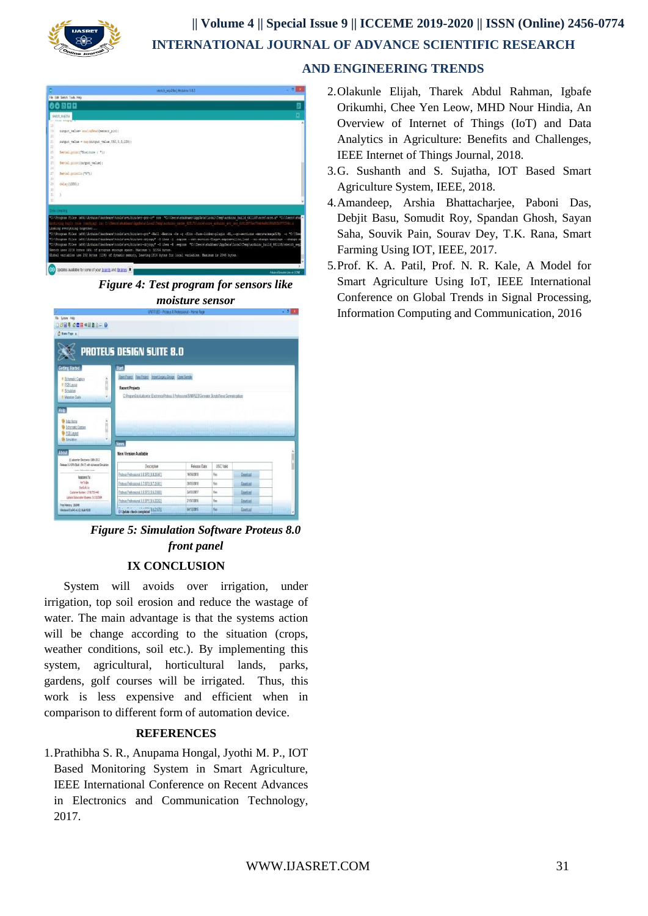*Figure 4: Test program for sensors like moisture sensor*

*Figure 5: Simulation Software Proteus 8.0 front panel*

## IX CONCLUSION

System will avoids over irrigation, under irrigation, top soil erosion and reduce the wastage of water. The main advantage is that the systems action will be change according to the situation (crops, weather conditions, soil etc.). By implementing this system, agricultural, horticultural lands, parks, gardens, golf courses will be irrigated. Thus, this work is less expensive and efficient when in comparison to different form of automation device.

## REFERENCES

1. Prathibha S. R., Anupama Hongal, Jyothi M. P., IOT Based Monitoring System in Smart Agriculture, IEEE International Conference on Recent Advances in Electronics and Communication Technology, 2017.
2. Olakunle Elijah, Tharek Abdul Rahman, Igbafe Orikumhi, Chee Yen Leow, MHD Nour Hindia, An Overview of Internet of Things (IoT) and Data Analytics in Agriculture: Benefits and Challenges, IEEE Internet of Things Journal, 2018.
3. G. Sushanth and S. Sujatha, IOT Based Smart Agriculture System, IEEE, 2018.
4. Amandeep, Arshia Bhattacharjee, Paboni Das, Debjit Basu, Somudit Roy, Spandan Ghosh, Sayan Saha, Souvik Pain, Sourav Dey, T.K. Rana, Smart Farming Using IOT, IEEE, 2017.
5. Prof. K. A. Patil, Prof. N. R. Kale, A Model for Smart Agriculture Using IoT, IEEE International Conference on Global Trends in Signal Processing, Information Computing and Communication, 2016